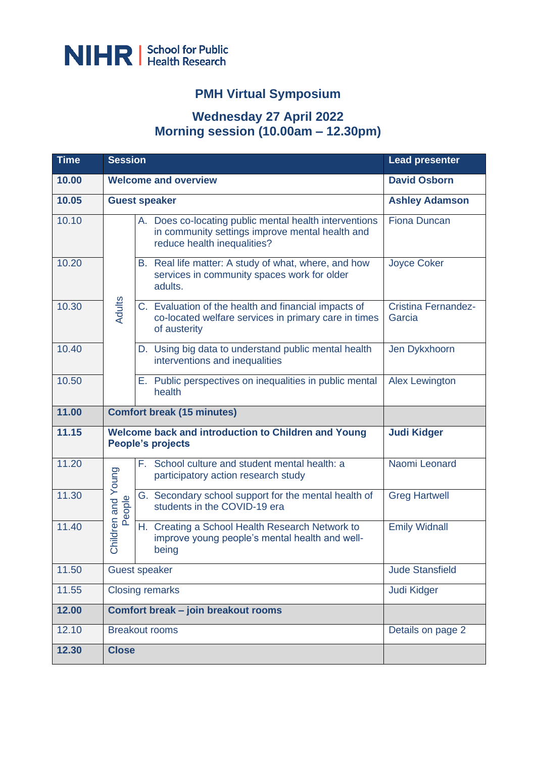NIHR | School for Public Health Research

# PMH Virtual Symposium

## Wednesday 27 April 2022
## Morning session (10.00am – 12.30pm)

| Time | Session | | Lead presenter |
|---|---|---|---|
| **10.00** | **Welcome and overview** | | **David Osborn** |
| **10.05** | **Guest speaker** | | **Ashley Adamson** |
| 10.10 | Adults | A. Does co-locating public mental health interventions in community settings improve mental health and reduce health inequalities? | Fiona Duncan |
| 10.20 | Adults | B. Real life matter: A study of what, where, and how services in community spaces work for older adults. | Joyce Coker |
| 10.30 | Adults | C. Evaluation of the health and financial impacts of co-located welfare services in primary care in times of austerity | Cristina Fernandez-Garcia |
| 10.40 | Adults | D. Using big data to understand public mental health interventions and inequalities | Jen Dykxhoorn |
| 10.50 | Adults | E. Public perspectives on inequalities in public mental health | Alex Lewington |
| **11.00** | **Comfort break (15 minutes)** | | |
| **11.15** | **Welcome back and introduction to Children and Young People's projects** | | **Judi Kidger** |
| 11.20 | Children and Young People | F. School culture and student mental health: a participatory action research study | Naomi Leonard |
| 11.30 | Children and Young People | G. Secondary school support for the mental health of students in the COVID-19 era | Greg Hartwell |
| 11.40 | Children and Young People | H. Creating a School Health Research Network to improve young people's mental health and well-being | Emily Widnall |
| 11.50 | Guest speaker | | Jude Stansfield |
| 11.55 | Closing remarks | | Judi Kidger |
| **12.00** | **Comfort break – join breakout rooms** | | |
| 12.10 | Breakout rooms | | Details on page 2 |
| **12.30** | **Close** | | |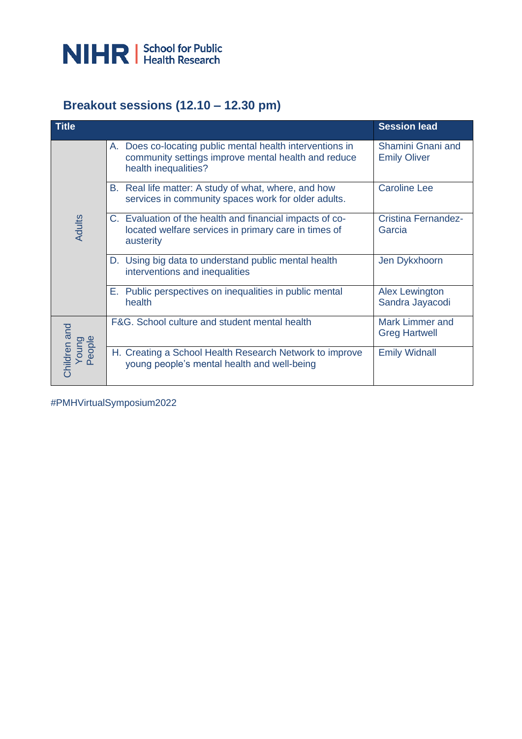## Breakout sessions (12.10 – 12.30 pm)

| Title | | Session lead |
|---|---|---|
| Adults | A. Does co-locating public mental health interventions in community settings improve mental health and reduce health inequalities? | Shamini Gnani and Emily Oliver |
| | B. Real life matter: A study of what, where, and how services in community spaces work for older adults. | Caroline Lee |
| | C. Evaluation of the health and financial impacts of co-located welfare services in primary care in times of austerity | Cristina Fernandez-Garcia |
| | D. Using big data to understand public mental health interventions and inequalities | Jen Dykxhoorn |
| | E. Public perspectives on inequalities in public mental health | Alex Lewington Sandra Jayacodi |
| Children and Young People | F&G. School culture and student mental health | Mark Limmer and Greg Hartwell |
| | H. Creating a School Health Research Network to improve young people's mental health and well-being | Emily Widnall |

#PMHVirtualSymposium2022